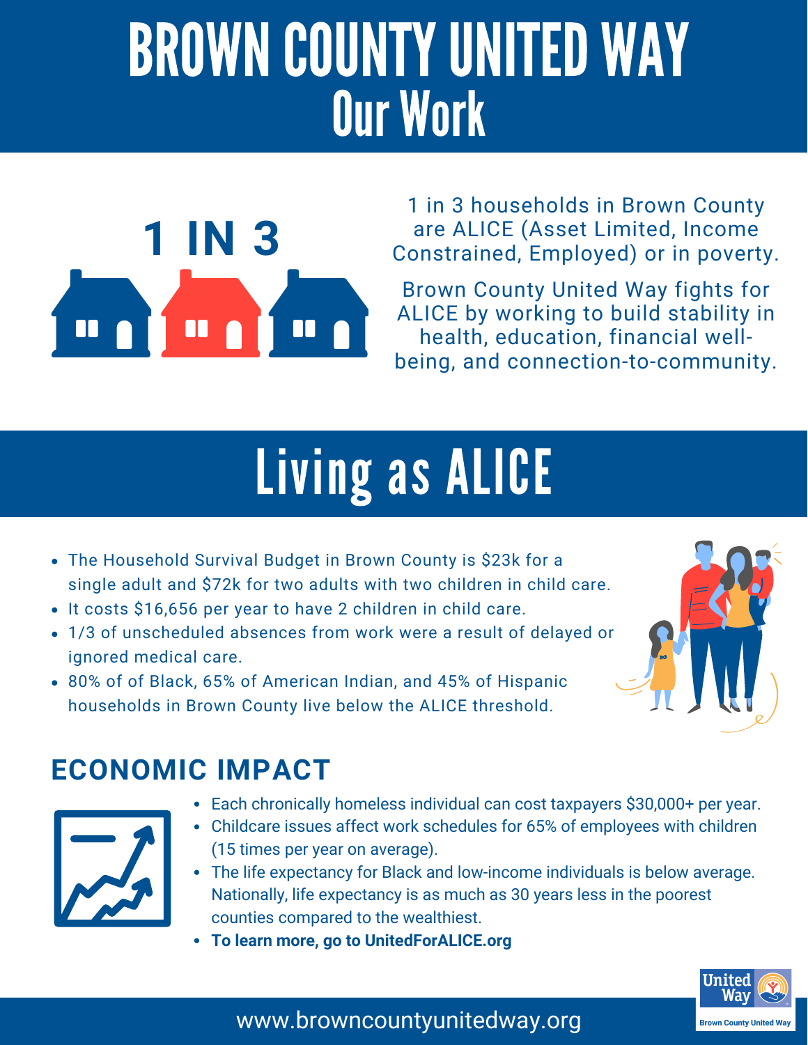# BROWN COUNTY UNITED WAY
## Our Work

**1 IN 3**

1 in 3 households in Brown County are ALICE (Asset Limited, Income Constrained, Employed) or in poverty.

Brown County United Way fights for ALICE by working to build stability in health, education, financial well-being, and connection-to-community.

## Living as ALICE

- The Household Survival Budget in Brown County is $23k for a single adult and $72k for two adults with two children in child care.
- It costs $16,656 per year to have 2 children in child care.
- 1/3 of unscheduled absences from work were a result of delayed or ignored medical care.
- 80% of of Black, 65% of American Indian, and 45% of Hispanic households in Brown County live below the ALICE threshold.

### ECONOMIC IMPACT

- Each chronically homeless individual can cost taxpayers $30,000+ per year.
- Childcare issues affect work schedules for 65% of employees with children (15 times per year on average).
- The life expectancy for Black and low-income individuals is below average. Nationally, life expectancy is as much as 30 years less in the poorest counties compared to the wealthiest.
- **To learn more, go to UnitedForALICE.org**

United Way

Brown County United Way

www.browncountyunitedway.org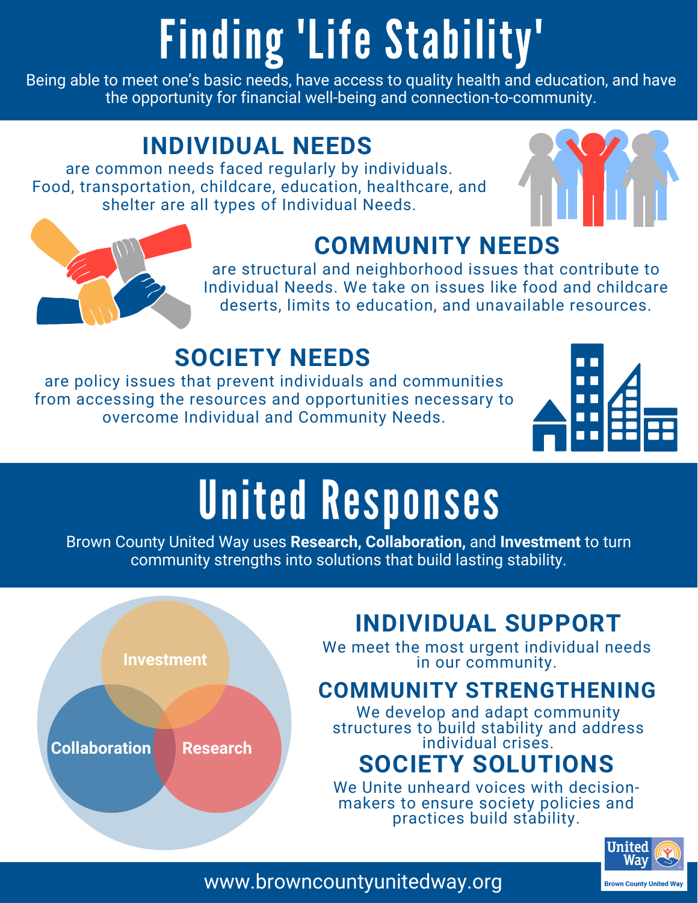# Finding 'Life Stability'

Being able to meet one's basic needs, have access to quality health and education, and have the opportunity for financial well-being and connection-to-community.

## INDIVIDUAL NEEDS

are common needs faced regularly by individuals. Food, transportation, childcare, education, healthcare, and shelter are all types of Individual Needs.

## COMMUNITY NEEDS

are structural and neighborhood issues that contribute to Individual Needs. We take on issues like food and childcare deserts, limits to education, and unavailable resources.

## SOCIETY NEEDS

are policy issues that prevent individuals and communities from accessing the resources and opportunities necessary to overcome Individual and Community Needs.

# United Responses

Brown County United Way uses **Research, Collaboration,** and **Investment** to turn community strengths into solutions that build lasting stability.

Investment

Collaboration

Research

## INDIVIDUAL SUPPORT

We meet the most urgent individual needs in our community.

## COMMUNITY STRENGTHENING

We develop and adapt community structures to build stability and address individual crises.

## SOCIETY SOLUTIONS

We Unite unheard voices with decision-makers to ensure society policies and practices build stability.

United Way

Brown County United Way

www.browncountyunitedway.org